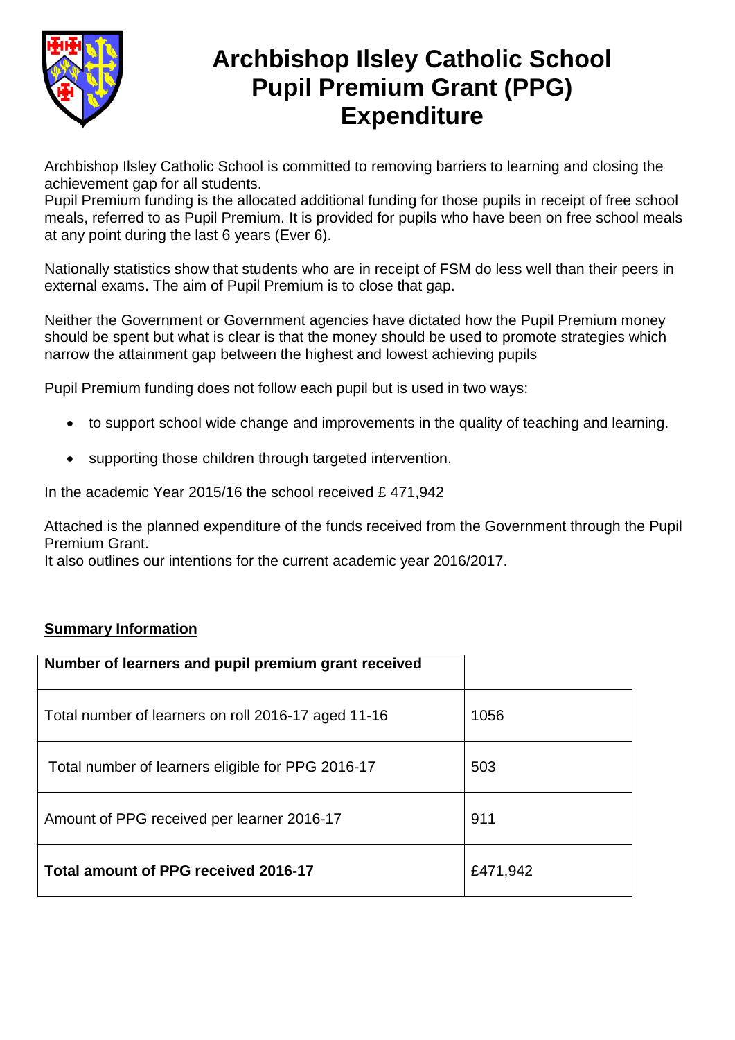# Archbishop Ilsley Catholic School Pupil Premium Grant (PPG) Expenditure

Archbishop Ilsley Catholic School is committed to removing barriers to learning and closing the achievement gap for all students.
Pupil Premium funding is the allocated additional funding for those pupils in receipt of free school meals, referred to as Pupil Premium. It is provided for pupils who have been on free school meals at any point during the last 6 years (Ever 6).

Nationally statistics show that students who are in receipt of FSM do less well than their peers in external exams. The aim of Pupil Premium is to close that gap.

Neither the Government or Government agencies have dictated how the Pupil Premium money should be spent but what is clear is that the money should be used to promote strategies which narrow the attainment gap between the highest and lowest achieving pupils

Pupil Premium funding does not follow each pupil but is used in two ways:

- to support school wide change and improvements in the quality of teaching and learning.
- supporting those children through targeted intervention.

In the academic Year 2015/16 the school received £ 471,942

Attached is the planned expenditure of the funds received from the Government through the Pupil Premium Grant.
It also outlines our intentions for the current academic year 2016/2017.

**Summary Information**

| **Number of learners and pupil premium grant received** | |
|---|---|
| Total number of learners on roll 2016-17 aged 11-16 | 1056 |
| Total number of learners eligible for PPG 2016-17 | 503 |
| Amount of PPG received per learner 2016-17 | 911 |
| **Total amount of PPG received 2016-17** | £471,942 |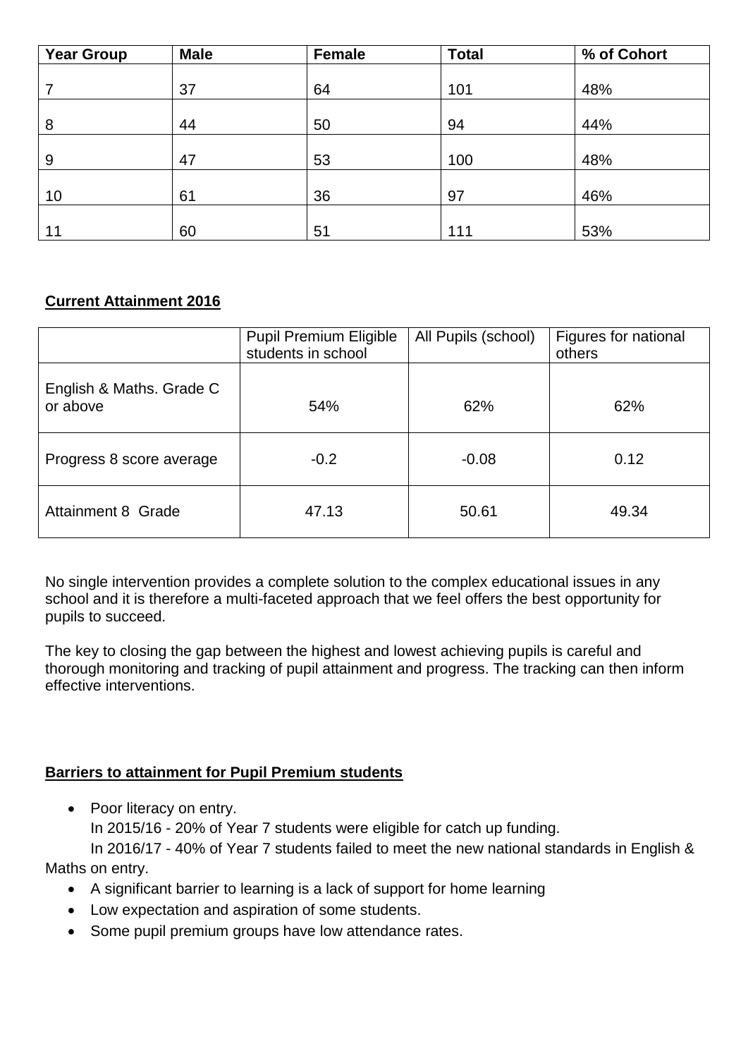| Year Group | Male | Female | Total | % of Cohort |
|---|---|---|---|---|
| 7 | 37 | 64 | 101 | 48% |
| 8 | 44 | 50 | 94 | 44% |
| 9 | 47 | 53 | 100 | 48% |
| 10 | 61 | 36 | 97 | 46% |
| 11 | 60 | 51 | 111 | 53% |

**Current Attainment 2016**

| | Pupil Premium Eligible students in school | All Pupils (school) | Figures for national others |
|---|---|---|---|
| English & Maths. Grade C or above | 54% | 62% | 62% |
| Progress 8 score average | -0.2 | -0.08 | 0.12 |
| Attainment 8 Grade | 47.13 | 50.61 | 49.34 |

No single intervention provides a complete solution to the complex educational issues in any school and it is therefore a multi-faceted approach that we feel offers the best opportunity for pupils to succeed.

The key to closing the gap between the highest and lowest achieving pupils is careful and thorough monitoring and tracking of pupil attainment and progress. The tracking can then inform effective interventions.

**Barriers to attainment for Pupil Premium students**

- Poor literacy on entry.
  In 2015/16 - 20% of Year 7 students were eligible for catch up funding.
  In 2016/17 - 40% of Year 7 students failed to meet the new national standards in English & Maths on entry.
- A significant barrier to learning is a lack of support for home learning
- Low expectation and aspiration of some students.
- Some pupil premium groups have low attendance rates.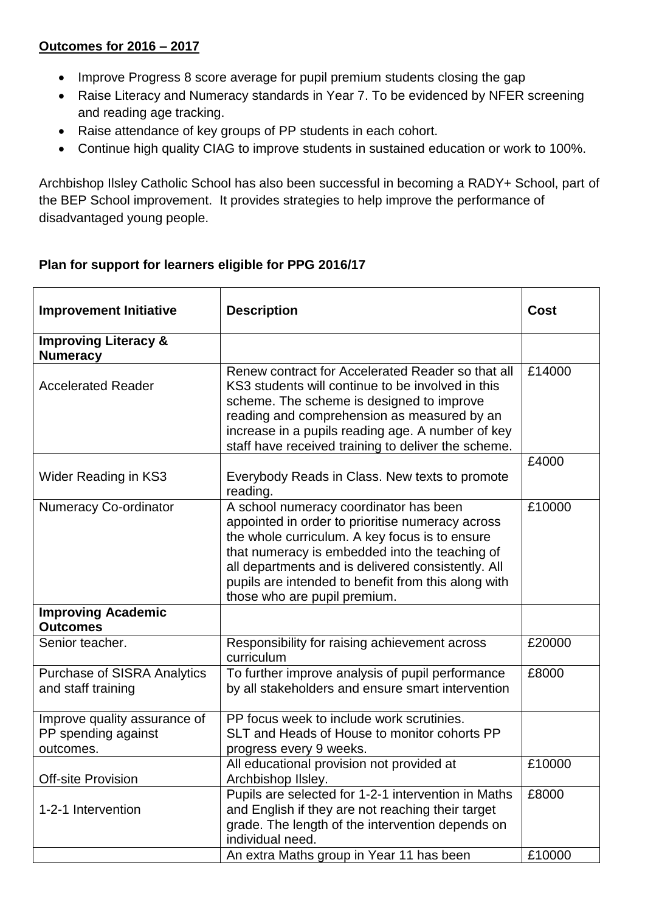**Outcomes for 2016 – 2017**

- Improve Progress 8 score average for pupil premium students closing the gap
- Raise Literacy and Numeracy standards in Year 7. To be evidenced by NFER screening and reading age tracking.
- Raise attendance of key groups of PP students in each cohort.
- Continue high quality CIAG to improve students in sustained education or work to 100%.

Archbishop Ilsley Catholic School has also been successful in becoming a RADY+ School, part of the BEP School improvement. It provides strategies to help improve the performance of disadvantaged young people.

**Plan for support for learners eligible for PPG 2016/17**

| **Improvement Initiative** | **Description** | **Cost** |
|---|---|---|
| **Improving Literacy & Numeracy** | | |
| Accelerated Reader | Renew contract for Accelerated Reader so that all KS3 students will continue to be involved in this scheme. The scheme is designed to improve reading and comprehension as measured by an increase in a pupils reading age. A number of key staff have received training to deliver the scheme. | £14000 |
| Wider Reading in KS3 | Everybody Reads in Class. New texts to promote reading. | £4000 |
| Numeracy Co-ordinator | A school numeracy coordinator has been appointed in order to prioritise numeracy across the whole curriculum. A key focus is to ensure that numeracy is embedded into the teaching of all departments and is delivered consistently. All pupils are intended to benefit from this along with those who are pupil premium. | £10000 |
| **Improving Academic Outcomes** | | |
| Senior teacher. | Responsibility for raising achievement across curriculum | £20000 |
| Purchase of SISRA Analytics and staff training | To further improve analysis of pupil performance by all stakeholders and ensure smart intervention | £8000 |
| Improve quality assurance of PP spending against outcomes. | PP focus week to include work scrutinies. SLT and Heads of House to monitor cohorts PP progress every 9 weeks. | |
| Off-site Provision | All educational provision not provided at Archbishop Ilsley. | £10000 |
| 1-2-1 Intervention | Pupils are selected for 1-2-1 intervention in Maths and English if they are not reaching their target grade. The length of the intervention depends on individual need. | £8000 |
| | An extra Maths group in Year 11 has been | £10000 |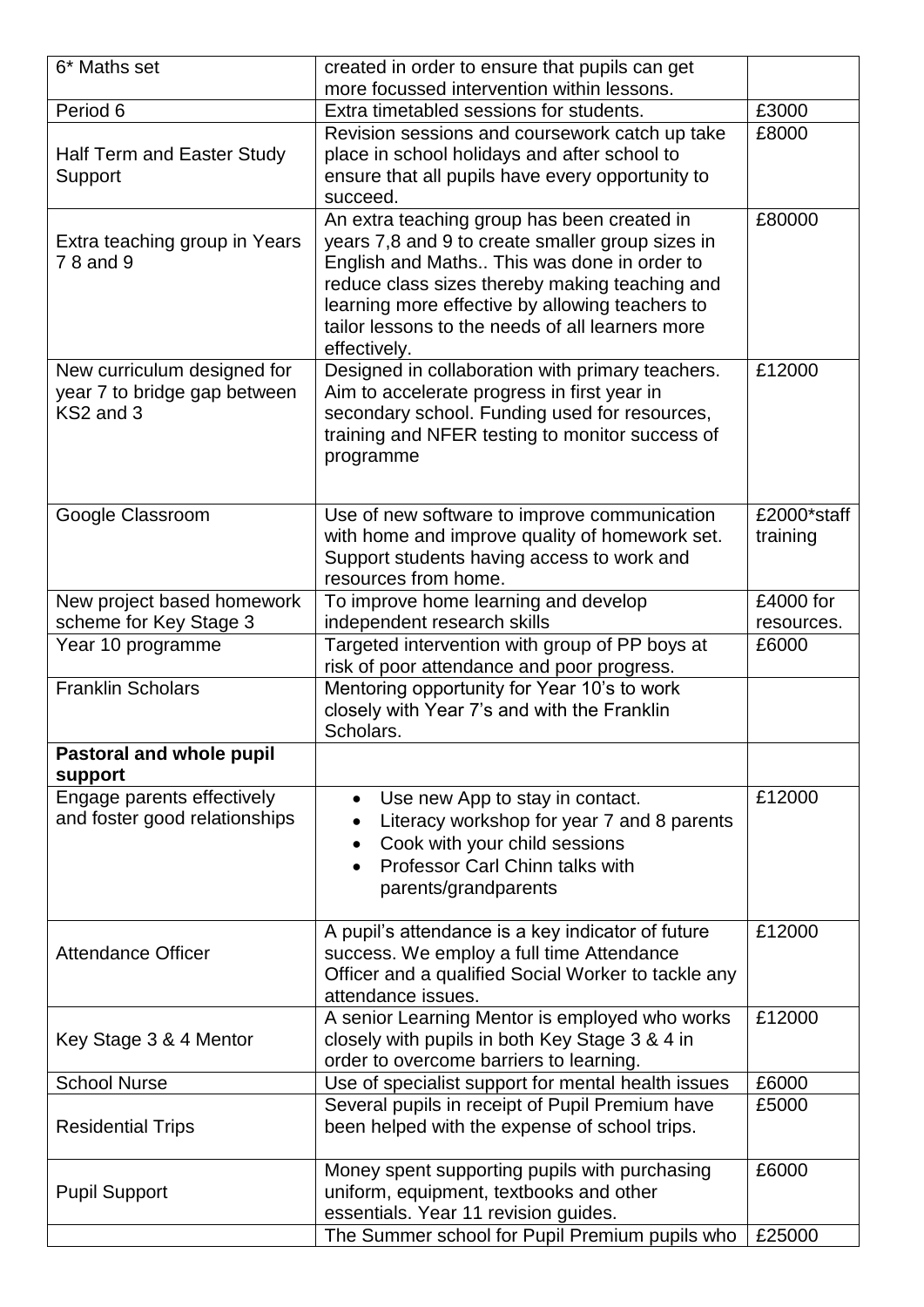| | | |
|---|---|---|
| 6* Maths set | created in order to ensure that pupils can get more focussed intervention within lessons. | |
| Period 6 | Extra timetabled sessions for students. | £3000 |
| Half Term and Easter Study Support | Revision sessions and coursework catch up take place in school holidays and after school to ensure that all pupils have every opportunity to succeed. | £8000 |
| Extra teaching group in Years 7 8 and 9 | An extra teaching group has been created in years 7,8 and 9 to create smaller group sizes in English and Maths.. This was done in order to reduce class sizes thereby making teaching and learning more effective by allowing teachers to tailor lessons to the needs of all learners more effectively. | £80000 |
| New curriculum designed for year 7 to bridge gap between KS2 and 3 | Designed in collaboration with primary teachers. Aim to accelerate progress in first year in secondary school. Funding used for resources, training and NFER testing to monitor success of programme | £12000 |
| Google Classroom | Use of new software to improve communication with home and improve quality of homework set. Support students having access to work and resources from home. | £2000*staff training |
| New project based homework scheme for Key Stage 3 | To improve home learning and develop independent research skills | £4000 for resources. |
| Year 10 programme | Targeted intervention with group of PP boys at risk of poor attendance and poor progress. | £6000 |
| Franklin Scholars | Mentoring opportunity for Year 10's to work closely with Year 7's and with the Franklin Scholars. | |
| **Pastoral and whole pupil support** | | |
| Engage parents effectively and foster good relationships | • Use new App to stay in contact.<br>• Literacy workshop for year 7 and 8 parents<br>• Cook with your child sessions<br>• Professor Carl Chinn talks with parents/grandparents | £12000 |
| Attendance Officer | A pupil's attendance is a key indicator of future success. We employ a full time Attendance Officer and a qualified Social Worker to tackle any attendance issues. | £12000 |
| Key Stage 3 & 4 Mentor | A senior Learning Mentor is employed who works closely with pupils in both Key Stage 3 & 4 in order to overcome barriers to learning. | £12000 |
| School Nurse | Use of specialist support for mental health issues | £6000 |
| Residential Trips | Several pupils in receipt of Pupil Premium have been helped with the expense of school trips. | £5000 |
| Pupil Support | Money spent supporting pupils with purchasing uniform, equipment, textbooks and other essentials. Year 11 revision guides. | £6000 |
| | The Summer school for Pupil Premium pupils who | £25000 |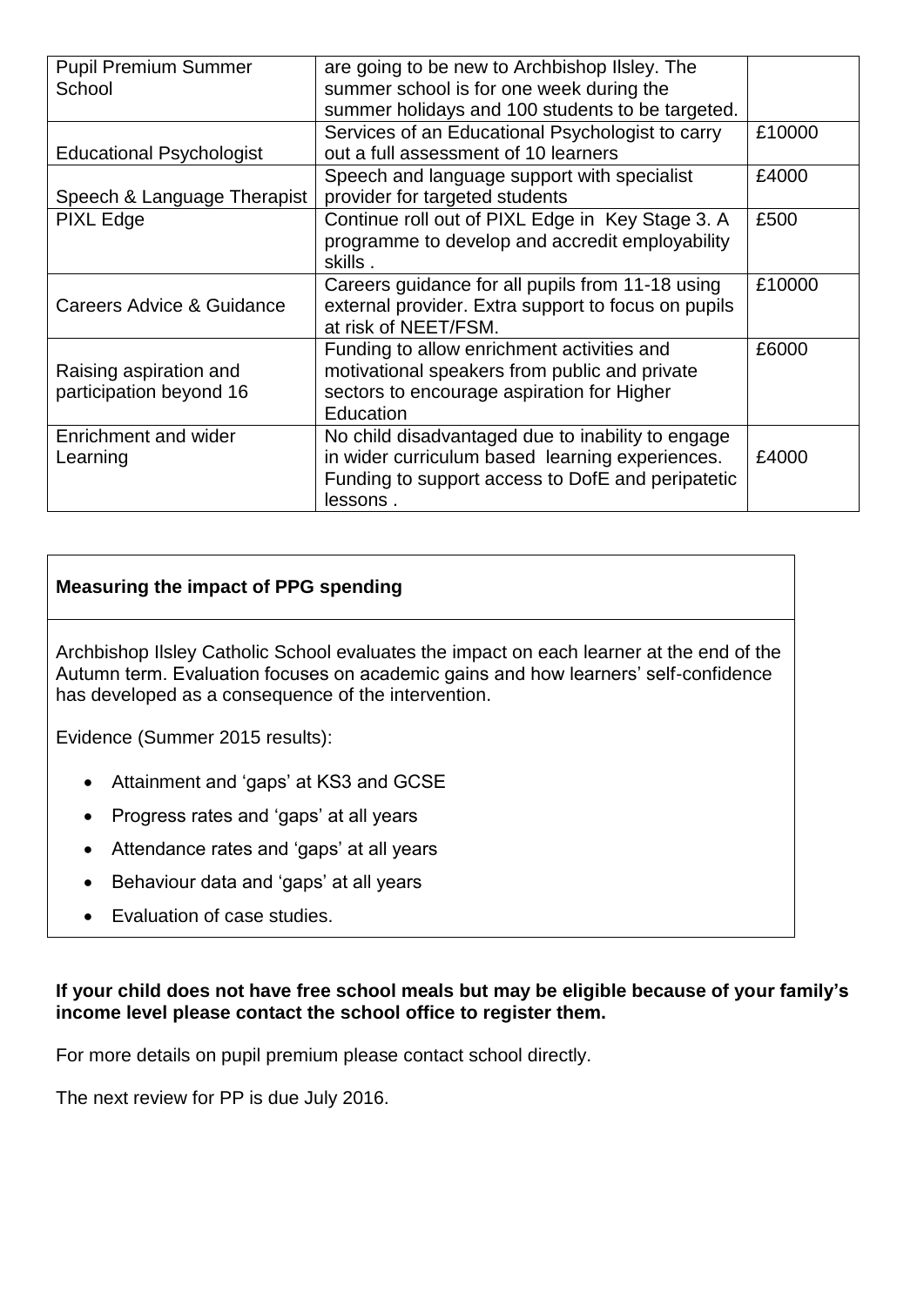| | | |
|---|---|---|
| Pupil Premium Summer School | are going to be new to Archbishop Ilsley. The summer school is for one week during the summer holidays and 100 students to be targeted. | |
| Educational Psychologist | Services of an Educational Psychologist to carry out a full assessment of 10 learners | £10000 |
| Speech & Language Therapist | Speech and language support with specialist provider for targeted students | £4000 |
| PIXL Edge | Continue roll out of PIXL Edge in Key Stage 3. A programme to develop and accredit employability skills . | £500 |
| Careers Advice & Guidance | Careers guidance for all pupils from 11-18 using external provider. Extra support to focus on pupils at risk of NEET/FSM. | £10000 |
| Raising aspiration and participation beyond 16 | Funding to allow enrichment activities and motivational speakers from public and private sectors to encourage aspiration for Higher Education | £6000 |
| Enrichment and wider Learning | No child disadvantaged due to inability to engage in wider curriculum based learning experiences. Funding to support access to DofE and peripatetic lessons . | £4000 |

**Measuring the impact of PPG spending**

Archbishop Ilsley Catholic School evaluates the impact on each learner at the end of the Autumn term. Evaluation focuses on academic gains and how learners' self-confidence has developed as a consequence of the intervention.

Evidence (Summer 2015 results):

- Attainment and 'gaps' at KS3 and GCSE
- Progress rates and 'gaps' at all years
- Attendance rates and 'gaps' at all years
- Behaviour data and 'gaps' at all years
- Evaluation of case studies.

**If your child does not have free school meals but may be eligible because of your family's income level please contact the school office to register them.**

For more details on pupil premium please contact school directly.

The next review for PP is due July 2016.